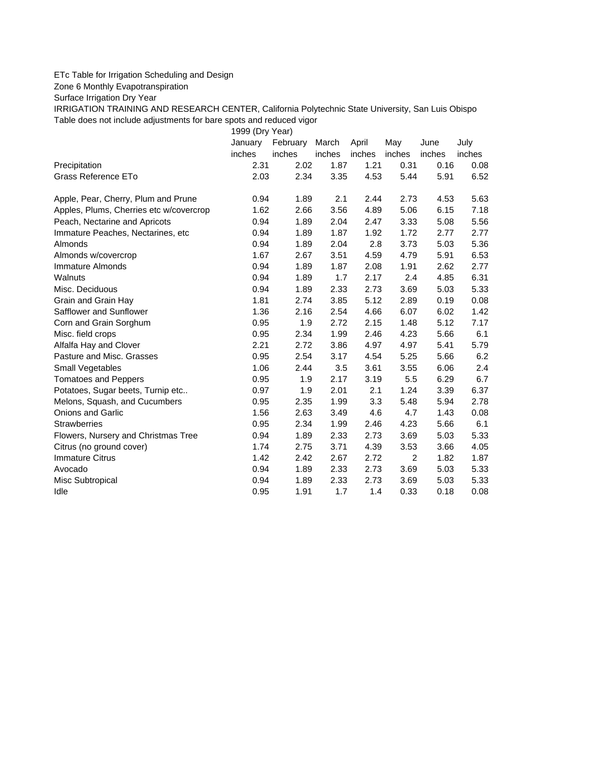ETc Table for Irrigation Scheduling and Design

Zone 6 Monthly Evapotranspiration

Surface Irrigation Dry Year

IRRIGATION TRAINING AND RESEARCH CENTER, California Polytechnic State University, San Luis Obispo

Table does not include adjustments for bare spots and reduced vigor

| | 1999 (Dry Year) | | | | | | |
|---|---|---|---|---|---|---|---|
| | January | February | March | April | May | June | July |
| | inches | inches | inches | inches | inches | inches | inches |
| Precipitation | 2.31 | 2.02 | 1.87 | 1.21 | 0.31 | 0.16 | 0.08 |
| Grass Reference ETo | 2.03 | 2.34 | 3.35 | 4.53 | 5.44 | 5.91 | 6.52 |
| | | | | | | | |
| Apple, Pear, Cherry, Plum and Prune | 0.94 | 1.89 | 2.1 | 2.44 | 2.73 | 4.53 | 5.63 |
| Apples, Plums, Cherries etc w/covercrop | 1.62 | 2.66 | 3.56 | 4.89 | 5.06 | 6.15 | 7.18 |
| Peach, Nectarine and Apricots | 0.94 | 1.89 | 2.04 | 2.47 | 3.33 | 5.08 | 5.56 |
| Immature Peaches, Nectarines, etc | 0.94 | 1.89 | 1.87 | 1.92 | 1.72 | 2.77 | 2.77 |
| Almonds | 0.94 | 1.89 | 2.04 | 2.8 | 3.73 | 5.03 | 5.36 |
| Almonds w/covercrop | 1.67 | 2.67 | 3.51 | 4.59 | 4.79 | 5.91 | 6.53 |
| Immature Almonds | 0.94 | 1.89 | 1.87 | 2.08 | 1.91 | 2.62 | 2.77 |
| Walnuts | 0.94 | 1.89 | 1.7 | 2.17 | 2.4 | 4.85 | 6.31 |
| Misc. Deciduous | 0.94 | 1.89 | 2.33 | 2.73 | 3.69 | 5.03 | 5.33 |
| Grain and Grain Hay | 1.81 | 2.74 | 3.85 | 5.12 | 2.89 | 0.19 | 0.08 |
| Safflower and Sunflower | 1.36 | 2.16 | 2.54 | 4.66 | 6.07 | 6.02 | 1.42 |
| Corn and Grain Sorghum | 0.95 | 1.9 | 2.72 | 2.15 | 1.48 | 5.12 | 7.17 |
| Misc. field crops | 0.95 | 2.34 | 1.99 | 2.46 | 4.23 | 5.66 | 6.1 |
| Alfalfa Hay and Clover | 2.21 | 2.72 | 3.86 | 4.97 | 4.97 | 5.41 | 5.79 |
| Pasture and Misc. Grasses | 0.95 | 2.54 | 3.17 | 4.54 | 5.25 | 5.66 | 6.2 |
| Small Vegetables | 1.06 | 2.44 | 3.5 | 3.61 | 3.55 | 6.06 | 2.4 |
| Tomatoes and Peppers | 0.95 | 1.9 | 2.17 | 3.19 | 5.5 | 6.29 | 6.7 |
| Potatoes, Sugar beets, Turnip etc.. | 0.97 | 1.9 | 2.01 | 2.1 | 1.24 | 3.39 | 6.37 |
| Melons, Squash, and Cucumbers | 0.95 | 2.35 | 1.99 | 3.3 | 5.48 | 5.94 | 2.78 |
| Onions and Garlic | 1.56 | 2.63 | 3.49 | 4.6 | 4.7 | 1.43 | 0.08 |
| Strawberries | 0.95 | 2.34 | 1.99 | 2.46 | 4.23 | 5.66 | 6.1 |
| Flowers, Nursery and Christmas Tree | 0.94 | 1.89 | 2.33 | 2.73 | 3.69 | 5.03 | 5.33 |
| Citrus (no ground cover) | 1.74 | 2.75 | 3.71 | 4.39 | 3.53 | 3.66 | 4.05 |
| Immature Citrus | 1.42 | 2.42 | 2.67 | 2.72 | 2 | 1.82 | 1.87 |
| Avocado | 0.94 | 1.89 | 2.33 | 2.73 | 3.69 | 5.03 | 5.33 |
| Misc Subtropical | 0.94 | 1.89 | 2.33 | 2.73 | 3.69 | 5.03 | 5.33 |
| Idle | 0.95 | 1.91 | 1.7 | 1.4 | 0.33 | 0.18 | 0.08 |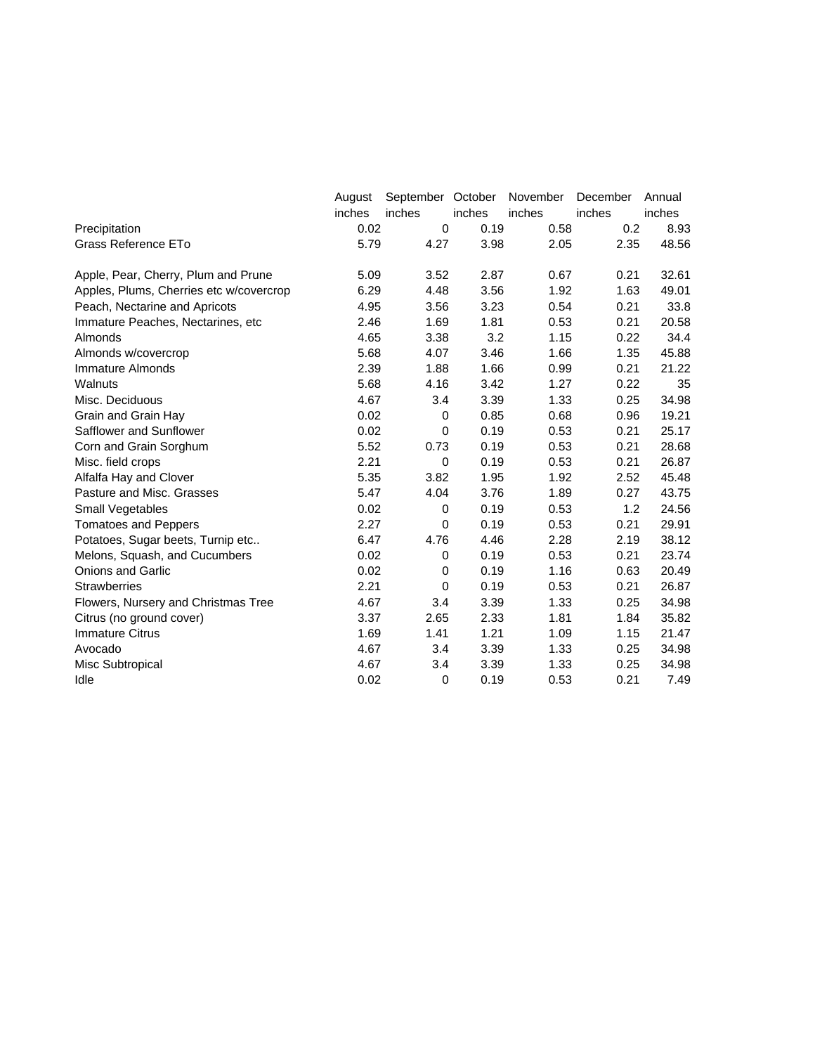| | August inches | September inches | October inches | November inches | December inches | Annual inches |
|---|---|---|---|---|---|---|
| Precipitation | 0.02 | 0 | 0.19 | 0.58 | 0.2 | 8.93 |
| Grass Reference ETo | 5.79 | 4.27 | 3.98 | 2.05 | 2.35 | 48.56 |
| | | | | | | |
| Apple, Pear, Cherry, Plum and Prune | 5.09 | 3.52 | 2.87 | 0.67 | 0.21 | 32.61 |
| Apples, Plums, Cherries etc w/covercrop | 6.29 | 4.48 | 3.56 | 1.92 | 1.63 | 49.01 |
| Peach, Nectarine and Apricots | 4.95 | 3.56 | 3.23 | 0.54 | 0.21 | 33.8 |
| Immature Peaches, Nectarines, etc | 2.46 | 1.69 | 1.81 | 0.53 | 0.21 | 20.58 |
| Almonds | 4.65 | 3.38 | 3.2 | 1.15 | 0.22 | 34.4 |
| Almonds w/covercrop | 5.68 | 4.07 | 3.46 | 1.66 | 1.35 | 45.88 |
| Immature Almonds | 2.39 | 1.88 | 1.66 | 0.99 | 0.21 | 21.22 |
| Walnuts | 5.68 | 4.16 | 3.42 | 1.27 | 0.22 | 35 |
| Misc. Deciduous | 4.67 | 3.4 | 3.39 | 1.33 | 0.25 | 34.98 |
| Grain and Grain Hay | 0.02 | 0 | 0.85 | 0.68 | 0.96 | 19.21 |
| Safflower and Sunflower | 0.02 | 0 | 0.19 | 0.53 | 0.21 | 25.17 |
| Corn and Grain Sorghum | 5.52 | 0.73 | 0.19 | 0.53 | 0.21 | 28.68 |
| Misc. field crops | 2.21 | 0 | 0.19 | 0.53 | 0.21 | 26.87 |
| Alfalfa Hay and Clover | 5.35 | 3.82 | 1.95 | 1.92 | 2.52 | 45.48 |
| Pasture and Misc. Grasses | 5.47 | 4.04 | 3.76 | 1.89 | 0.27 | 43.75 |
| Small Vegetables | 0.02 | 0 | 0.19 | 0.53 | 1.2 | 24.56 |
| Tomatoes and Peppers | 2.27 | 0 | 0.19 | 0.53 | 0.21 | 29.91 |
| Potatoes, Sugar beets, Turnip etc.. | 6.47 | 4.76 | 4.46 | 2.28 | 2.19 | 38.12 |
| Melons, Squash, and Cucumbers | 0.02 | 0 | 0.19 | 0.53 | 0.21 | 23.74 |
| Onions and Garlic | 0.02 | 0 | 0.19 | 1.16 | 0.63 | 20.49 |
| Strawberries | 2.21 | 0 | 0.19 | 0.53 | 0.21 | 26.87 |
| Flowers, Nursery and Christmas Tree | 4.67 | 3.4 | 3.39 | 1.33 | 0.25 | 34.98 |
| Citrus (no ground cover) | 3.37 | 2.65 | 2.33 | 1.81 | 1.84 | 35.82 |
| Immature Citrus | 1.69 | 1.41 | 1.21 | 1.09 | 1.15 | 21.47 |
| Avocado | 4.67 | 3.4 | 3.39 | 1.33 | 0.25 | 34.98 |
| Misc Subtropical | 4.67 | 3.4 | 3.39 | 1.33 | 0.25 | 34.98 |
| Idle | 0.02 | 0 | 0.19 | 0.53 | 0.21 | 7.49 |